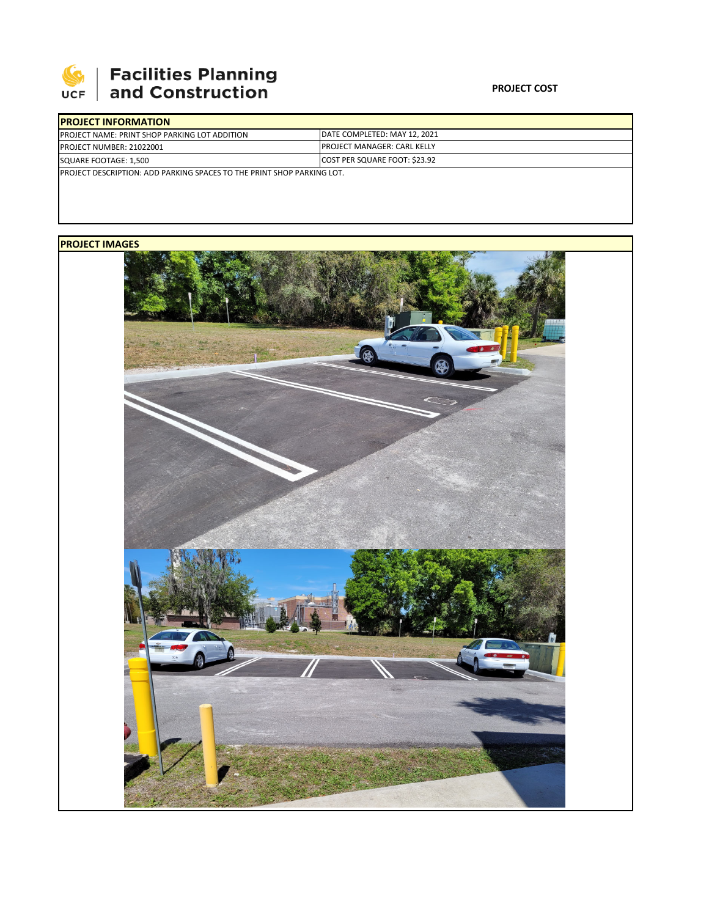**Facilities Planning and Construction**

**PROJECT COST**

| **PROJECT INFORMATION** | |
|---|---|
| PROJECT NAME: PRINT SHOP PARKING LOT ADDITION | DATE COMPLETED: MAY 12, 2021 |
| PROJECT NUMBER: 21022001 | PROJECT MANAGER: CARL KELLY |
| SQUARE FOOTAGE: 1,500 | COST PER SQUARE FOOT: $23.92 |
| PROJECT DESCRIPTION: ADD PARKING SPACES TO THE PRINT SHOP PARKING LOT. | |

**PROJECT IMAGES**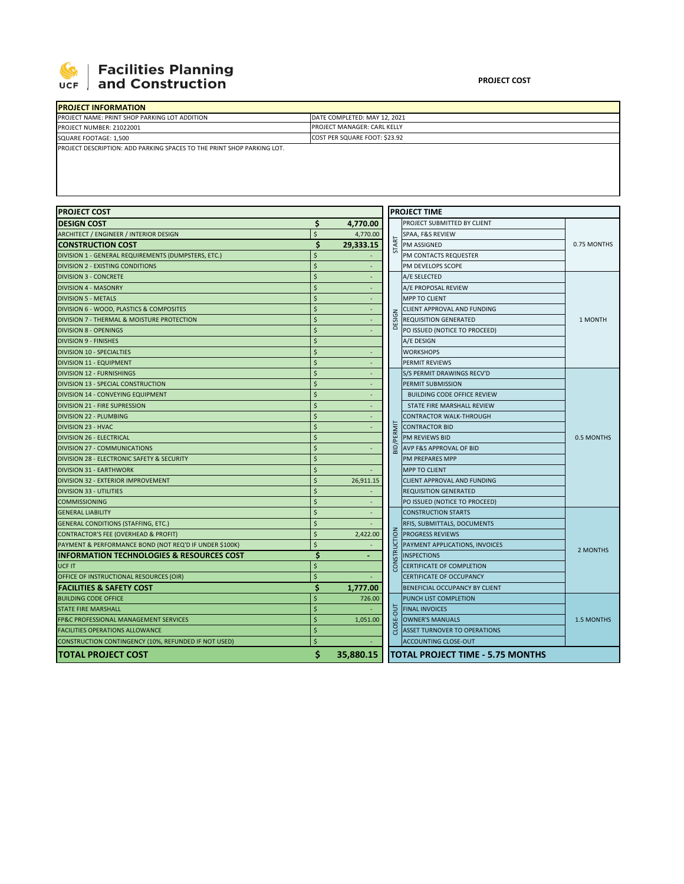Facilities Planning and Construction

**PROJECT COST**

| PROJECT INFORMATION | |
|---|---|
| PROJECT NAME: PRINT SHOP PARKING LOT ADDITION | DATE COMPLETED: MAY 12, 2021 |
| PROJECT NUMBER: 21022001 | PROJECT MANAGER: CARL KELLY |
| SQUARE FOOTAGE: 1,500 | COST PER SQUARE FOOT: $23.92 |
| PROJECT DESCRIPTION: ADD PARKING SPACES TO THE PRINT SHOP PARKING LOT. | |

| PROJECT COST | | |
|---|---|---|
| **DESIGN COST** | $ | **4,770.00** |
| ARCHITECT / ENGINEER / INTERIOR DESIGN | $ | 4,770.00 |
| **CONSTRUCTION COST** | $ | **29,333.15** |
| DIVISION 1 - GENERAL REQUIREMENTS (DUMPSTERS, ETC.) | $ | - |
| DIVISION 2 - EXISTING CONDITIONS | $ | - |
| DIVISION 3 - CONCRETE | $ | - |
| DIVISION 4 - MASONRY | $ | - |
| DIVISION 5 - METALS | $ | - |
| DIVISION 6 - WOOD, PLASTICS & COMPOSITES | $ | - |
| DIVISION 7 - THERMAL & MOISTURE PROTECTION | $ | - |
| DIVISION 8 - OPENINGS | $ | - |
| DIVISION 9 - FINISHES | $ | |
| DIVISION 10 - SPECIALTIES | $ | - |
| DIVISION 11 - EQUIPMENT | $ | - |
| DIVISION 12 - FURNISHINGS | $ | - |
| DIVISION 13 - SPECIAL CONSTRUCTION | $ | - |
| DIVISION 14 - CONVEYING EQUIPMENT | $ | - |
| DIVISION 21 - FIRE SUPRESSION | $ | - |
| DIVISION 22 - PLUMBING | $ | - |
| DIVISION 23 - HVAC | $ | - |
| DIVISION 26 - ELECTRICAL | $ | |
| DIVISION 27 - COMMUNICATIONS | $ | - |
| DIVISION 28 - ELECTRONIC SAFETY & SECURITY | $ | |
| DIVISION 31 - EARTHWORK | $ | - |
| DIVISION 32 - EXTERIOR IMPROVEMENT | $ | 26,911.15 |
| DIVISION 33 - UTILITIES | $ | - |
| COMMISSIONING | $ | - |
| GENERAL LIABILITY | $ | - |
| GENERAL CONDITIONS (STAFFING, ETC.) | $ | - |
| CONTRACTOR'S FEE (OVERHEAD & PROFIT) | $ | 2,422.00 |
| PAYMENT & PERFORMANCE BOND (NOT REQ'D IF UNDER $100K) | $ | - |
| **INFORMATION TECHNOLOGIES & RESOURCES COST** | $ | **-** |
| UCF IT | $ | |
| OFFICE OF INSTRUCTIONAL RESOURCES (OIR) | $ | - |
| **FACILITIES & SAFETY COST** | $ | **1,777.00** |
| BUILDING CODE OFFICE | $ | 726.00 |
| STATE FIRE MARSHALL | $ | - |
| FP&C PROFESSIONAL MANAGEMENT SERVICES | $ | 1,051.00 |
| FACILITIES OPERATIONS ALLOWANCE | $ | |
| CONSTRUCTION CONTINGENCY (10%, REFUNDED IF NOT USED) | $ | - |
| **TOTAL PROJECT COST** | $ | **35,880.15** |

| PROJECT TIME | | |
|---|---|---|
| START | PROJECT SUBMITTED BY CLIENT | 0.75 MONTHS |
| | SPAA, F&S REVIEW | |
| | PM ASSIGNED | |
| | PM CONTACTS REQUESTER | |
| | PM DEVELOPS SCOPE | |
| DESIGN | A/E SELECTED | 1 MONTH |
| | A/E PROPOSAL REVIEW | |
| | MPP TO CLIENT | |
| | CLIENT APPROVAL AND FUNDING | |
| | REQUISITION GENERATED | |
| | PO ISSUED (NOTICE TO PROCEED) | |
| | A/E DESIGN | |
| | WORKSHOPS | |
| | PERMIT REVIEWS | |
| BID/PERMIT | S/S PERMIT DRAWINGS RECV'D | 0.5 MONTHS |
| | PERMIT SUBMISSION | |
| | BUILDING CODE OFFICE REVIEW | |
| | STATE FIRE MARSHALL REVIEW | |
| | CONTRACTOR WALK-THROUGH | |
| | CONTRACTOR BID | |
| | PM REVIEWS BID | |
| | AVP F&S APPROVAL OF BID | |
| | PM PREPARES MPP | |
| | MPP TO CLIENT | |
| | CLIENT APPROVAL AND FUNDING | |
| | REQUISITION GENERATED | |
| | PO ISSUED (NOTICE TO PROCEED) | |
| CONSTRUCTION | CONSTRUCTION STARTS | 2 MONTHS |
| | RFIS, SUBMITTALS, DOCUMENTS | |
| | PROGRESS REVIEWS | |
| | PAYMENT APPLICATIONS, INVOICES | |
| | INSPECTIONS | |
| | CERTIFICATE OF COMPLETION | |
| | CERTIFICATE OF OCCUPANCY | |
| | BENEFICIAL OCCUPANCY BY CLIENT | |
| CLOSE-OUT | PUNCH LIST COMPLETION | 1.5 MONTHS |
| | FINAL INVOICES | |
| | OWNER'S MANUALS | |
| | ASSET TURNOVER TO OPERATIONS | |
| | ACCOUNTING CLOSE-OUT | |
| **TOTAL PROJECT TIME - 5.75 MONTHS** | | |